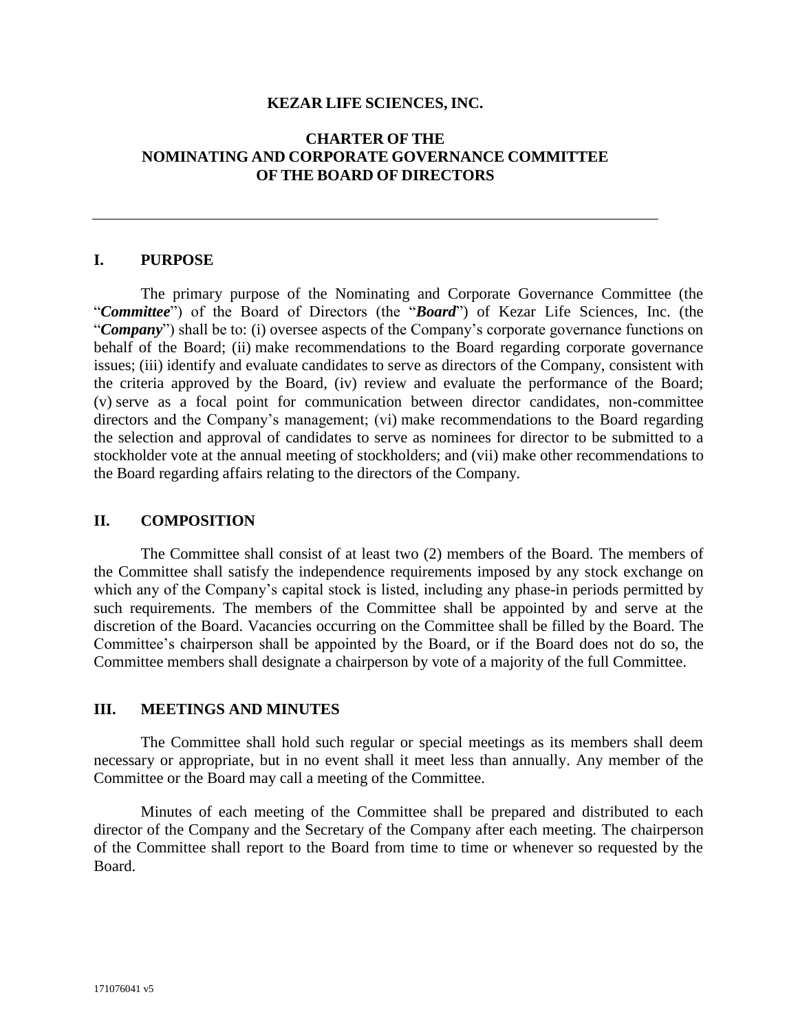**KEZAR LIFE SCIENCES, INC.**

# CHARTER OF THE NOMINATING AND CORPORATE GOVERNANCE COMMITTEE OF THE BOARD OF DIRECTORS

---

## I. PURPOSE

The primary purpose of the Nominating and Corporate Governance Committee (the "***Committee***") of the Board of Directors (the "***Board***") of Kezar Life Sciences, Inc. (the "***Company***") shall be to: (i) oversee aspects of the Company's corporate governance functions on behalf of the Board; (ii) make recommendations to the Board regarding corporate governance issues; (iii) identify and evaluate candidates to serve as directors of the Company, consistent with the criteria approved by the Board, (iv) review and evaluate the performance of the Board; (v) serve as a focal point for communication between director candidates, non-committee directors and the Company's management; (vi) make recommendations to the Board regarding the selection and approval of candidates to serve as nominees for director to be submitted to a stockholder vote at the annual meeting of stockholders; and (vii) make other recommendations to the Board regarding affairs relating to the directors of the Company.

## II. COMPOSITION

The Committee shall consist of at least two (2) members of the Board. The members of the Committee shall satisfy the independence requirements imposed by any stock exchange on which any of the Company's capital stock is listed, including any phase-in periods permitted by such requirements. The members of the Committee shall be appointed by and serve at the discretion of the Board. Vacancies occurring on the Committee shall be filled by the Board. The Committee's chairperson shall be appointed by the Board, or if the Board does not do so, the Committee members shall designate a chairperson by vote of a majority of the full Committee.

## III. MEETINGS AND MINUTES

The Committee shall hold such regular or special meetings as its members shall deem necessary or appropriate, but in no event shall it meet less than annually. Any member of the Committee or the Board may call a meeting of the Committee.

Minutes of each meeting of the Committee shall be prepared and distributed to each director of the Company and the Secretary of the Company after each meeting. The chairperson of the Committee shall report to the Board from time to time or whenever so requested by the Board.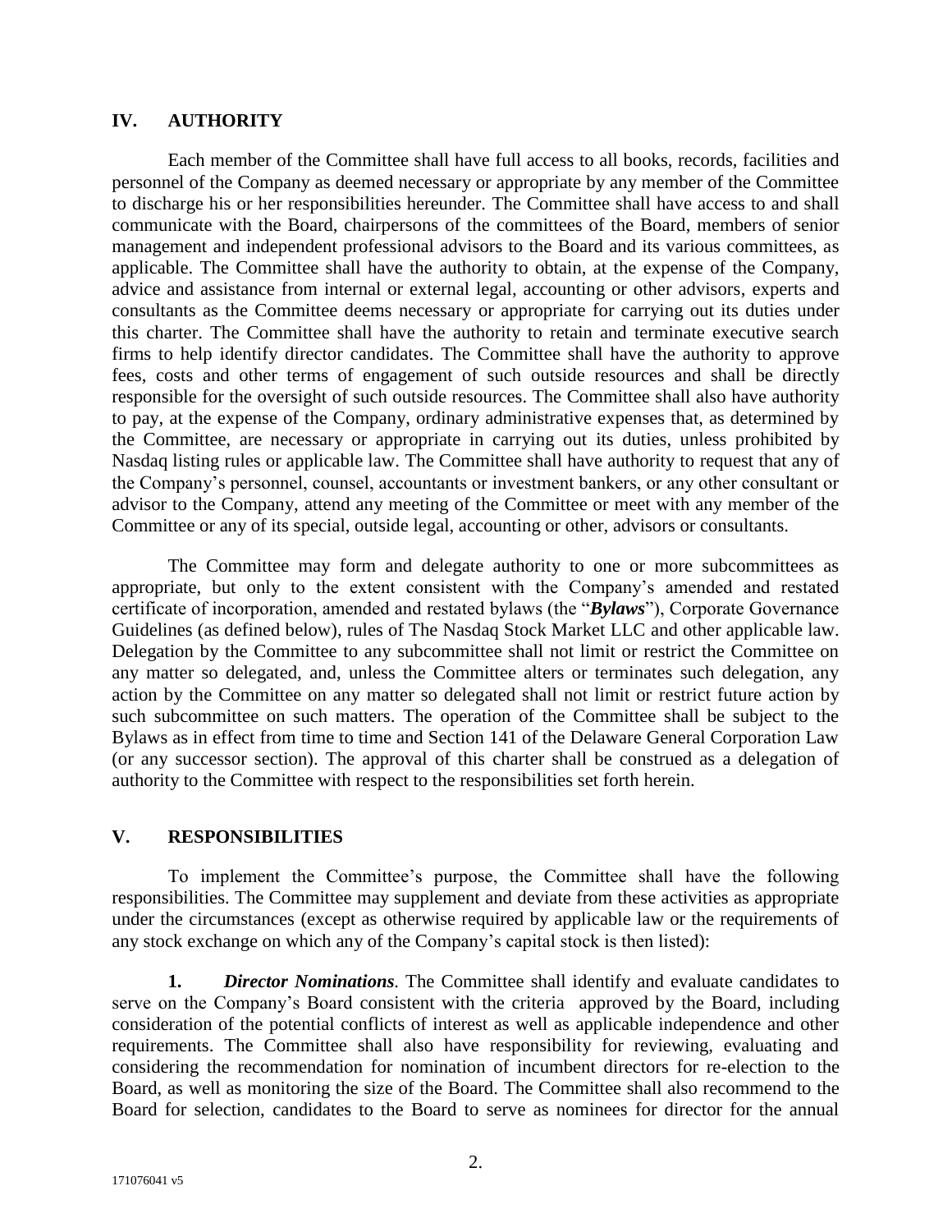## IV. AUTHORITY

Each member of the Committee shall have full access to all books, records, facilities and personnel of the Company as deemed necessary or appropriate by any member of the Committee to discharge his or her responsibilities hereunder. The Committee shall have access to and shall communicate with the Board, chairpersons of the committees of the Board, members of senior management and independent professional advisors to the Board and its various committees, as applicable. The Committee shall have the authority to obtain, at the expense of the Company, advice and assistance from internal or external legal, accounting or other advisors, experts and consultants as the Committee deems necessary or appropriate for carrying out its duties under this charter. The Committee shall have the authority to retain and terminate executive search firms to help identify director candidates. The Committee shall have the authority to approve fees, costs and other terms of engagement of such outside resources and shall be directly responsible for the oversight of such outside resources. The Committee shall also have authority to pay, at the expense of the Company, ordinary administrative expenses that, as determined by the Committee, are necessary or appropriate in carrying out its duties, unless prohibited by Nasdaq listing rules or applicable law. The Committee shall have authority to request that any of the Company's personnel, counsel, accountants or investment bankers, or any other consultant or advisor to the Company, attend any meeting of the Committee or meet with any member of the Committee or any of its special, outside legal, accounting or other, advisors or consultants.

The Committee may form and delegate authority to one or more subcommittees as appropriate, but only to the extent consistent with the Company's amended and restated certificate of incorporation, amended and restated bylaws (the "***Bylaws***"), Corporate Governance Guidelines (as defined below), rules of The Nasdaq Stock Market LLC and other applicable law. Delegation by the Committee to any subcommittee shall not limit or restrict the Committee on any matter so delegated, and, unless the Committee alters or terminates such delegation, any action by the Committee on any matter so delegated shall not limit or restrict future action by such subcommittee on such matters. The operation of the Committee shall be subject to the Bylaws as in effect from time to time and Section 141 of the Delaware General Corporation Law (or any successor section). The approval of this charter shall be construed as a delegation of authority to the Committee with respect to the responsibilities set forth herein.

## V. RESPONSIBILITIES

To implement the Committee's purpose, the Committee shall have the following responsibilities. The Committee may supplement and deviate from these activities as appropriate under the circumstances (except as otherwise required by applicable law or the requirements of any stock exchange on which any of the Company's capital stock is then listed):

**1.** ***Director Nominations***. The Committee shall identify and evaluate candidates to serve on the Company's Board consistent with the criteria approved by the Board, including consideration of the potential conflicts of interest as well as applicable independence and other requirements. The Committee shall also have responsibility for reviewing, evaluating and considering the recommendation for nomination of incumbent directors for re-election to the Board, as well as monitoring the size of the Board. The Committee shall also recommend to the Board for selection, candidates to the Board to serve as nominees for director for the annual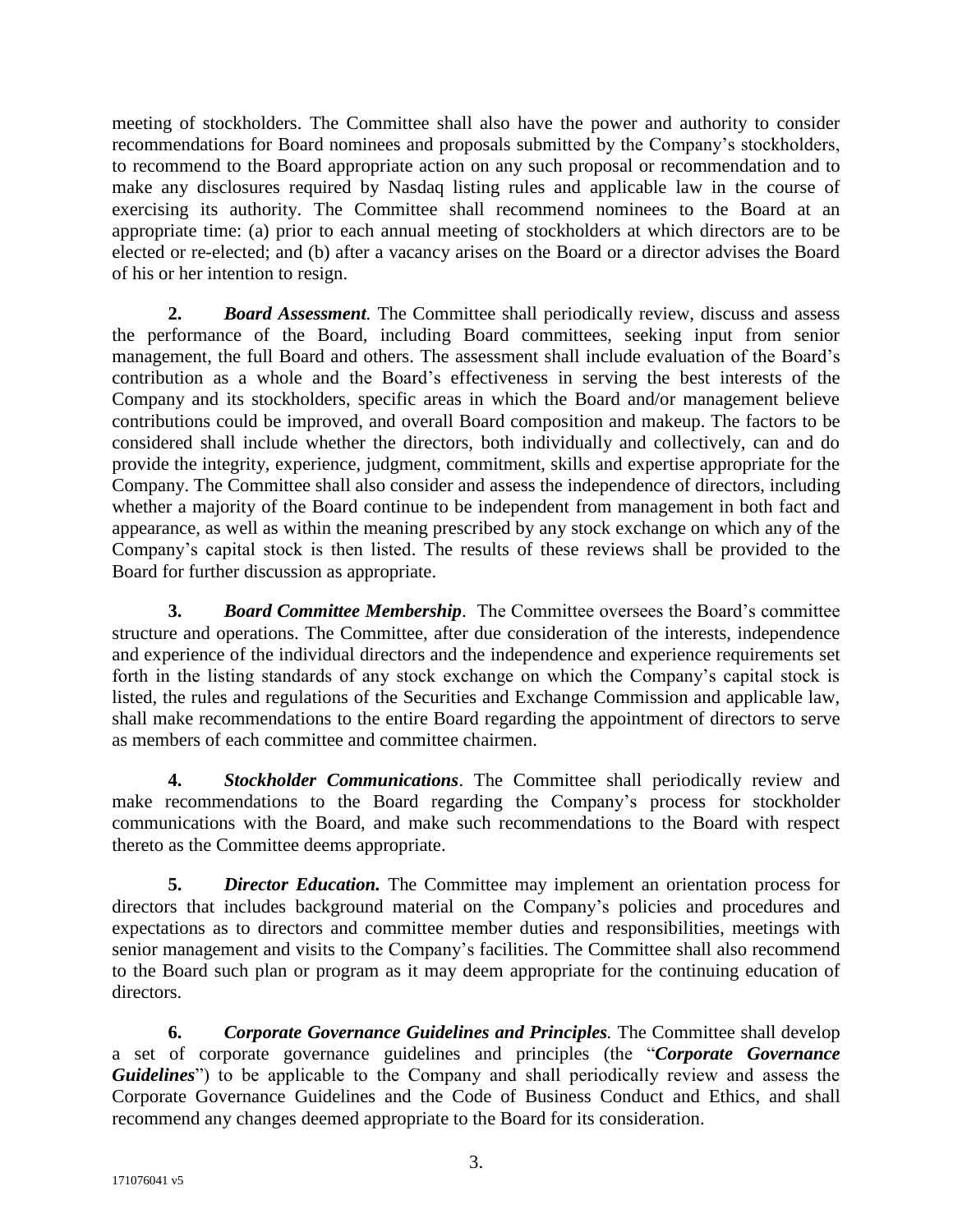meeting of stockholders. The Committee shall also have the power and authority to consider recommendations for Board nominees and proposals submitted by the Company's stockholders, to recommend to the Board appropriate action on any such proposal or recommendation and to make any disclosures required by Nasdaq listing rules and applicable law in the course of exercising its authority. The Committee shall recommend nominees to the Board at an appropriate time: (a) prior to each annual meeting of stockholders at which directors are to be elected or re-elected; and (b) after a vacancy arises on the Board or a director advises the Board of his or her intention to resign.

**2.** ***Board Assessment*.** The Committee shall periodically review, discuss and assess the performance of the Board, including Board committees, seeking input from senior management, the full Board and others. The assessment shall include evaluation of the Board's contribution as a whole and the Board's effectiveness in serving the best interests of the Company and its stockholders, specific areas in which the Board and/or management believe contributions could be improved, and overall Board composition and makeup. The factors to be considered shall include whether the directors, both individually and collectively, can and do provide the integrity, experience, judgment, commitment, skills and expertise appropriate for the Company. The Committee shall also consider and assess the independence of directors, including whether a majority of the Board continue to be independent from management in both fact and appearance, as well as within the meaning prescribed by any stock exchange on which any of the Company's capital stock is then listed. The results of these reviews shall be provided to the Board for further discussion as appropriate.

**3.** ***Board Committee Membership*.** The Committee oversees the Board's committee structure and operations. The Committee, after due consideration of the interests, independence and experience of the individual directors and the independence and experience requirements set forth in the listing standards of any stock exchange on which the Company's capital stock is listed, the rules and regulations of the Securities and Exchange Commission and applicable law, shall make recommendations to the entire Board regarding the appointment of directors to serve as members of each committee and committee chairmen.

**4.** ***Stockholder Communications*.** The Committee shall periodically review and make recommendations to the Board regarding the Company's process for stockholder communications with the Board, and make such recommendations to the Board with respect thereto as the Committee deems appropriate.

**5.** ***Director Education.*** The Committee may implement an orientation process for directors that includes background material on the Company's policies and procedures and expectations as to directors and committee member duties and responsibilities, meetings with senior management and visits to the Company's facilities. The Committee shall also recommend to the Board such plan or program as it may deem appropriate for the continuing education of directors.

**6.** ***Corporate Governance Guidelines and Principles*.** The Committee shall develop a set of corporate governance guidelines and principles (the "***Corporate Governance Guidelines***") to be applicable to the Company and shall periodically review and assess the Corporate Governance Guidelines and the Code of Business Conduct and Ethics, and shall recommend any changes deemed appropriate to the Board for its consideration.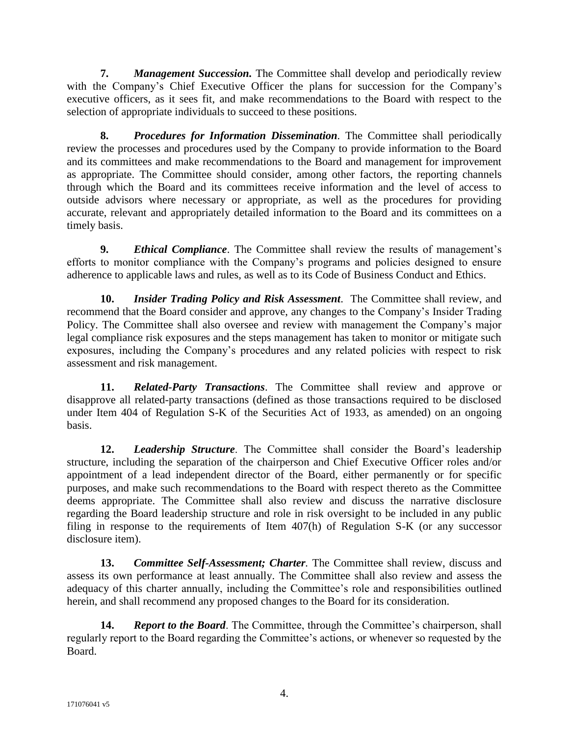**7. *Management Succession.*** The Committee shall develop and periodically review with the Company's Chief Executive Officer the plans for succession for the Company's executive officers, as it sees fit, and make recommendations to the Board with respect to the selection of appropriate individuals to succeed to these positions.

**8. *Procedures for Information Dissemination*.** The Committee shall periodically review the processes and procedures used by the Company to provide information to the Board and its committees and make recommendations to the Board and management for improvement as appropriate. The Committee should consider, among other factors, the reporting channels through which the Board and its committees receive information and the level of access to outside advisors where necessary or appropriate, as well as the procedures for providing accurate, relevant and appropriately detailed information to the Board and its committees on a timely basis.

**9. *Ethical Compliance*.** The Committee shall review the results of management's efforts to monitor compliance with the Company's programs and policies designed to ensure adherence to applicable laws and rules, as well as to its Code of Business Conduct and Ethics.

**10. *Insider Trading Policy and Risk Assessment*.** The Committee shall review, and recommend that the Board consider and approve, any changes to the Company's Insider Trading Policy. The Committee shall also oversee and review with management the Company's major legal compliance risk exposures and the steps management has taken to monitor or mitigate such exposures, including the Company's procedures and any related policies with respect to risk assessment and risk management.

**11. *Related-Party Transactions*.** The Committee shall review and approve or disapprove all related-party transactions (defined as those transactions required to be disclosed under Item 404 of Regulation S-K of the Securities Act of 1933, as amended) on an ongoing basis.

**12. *Leadership Structure*.** The Committee shall consider the Board's leadership structure, including the separation of the chairperson and Chief Executive Officer roles and/or appointment of a lead independent director of the Board, either permanently or for specific purposes, and make such recommendations to the Board with respect thereto as the Committee deems appropriate. The Committee shall also review and discuss the narrative disclosure regarding the Board leadership structure and role in risk oversight to be included in any public filing in response to the requirements of Item 407(h) of Regulation S-K (or any successor disclosure item).

**13. *Committee Self-Assessment; Charter*.** The Committee shall review, discuss and assess its own performance at least annually. The Committee shall also review and assess the adequacy of this charter annually, including the Committee's role and responsibilities outlined herein, and shall recommend any proposed changes to the Board for its consideration.

**14. *Report to the Board*.** The Committee, through the Committee's chairperson, shall regularly report to the Board regarding the Committee's actions, or whenever so requested by the Board.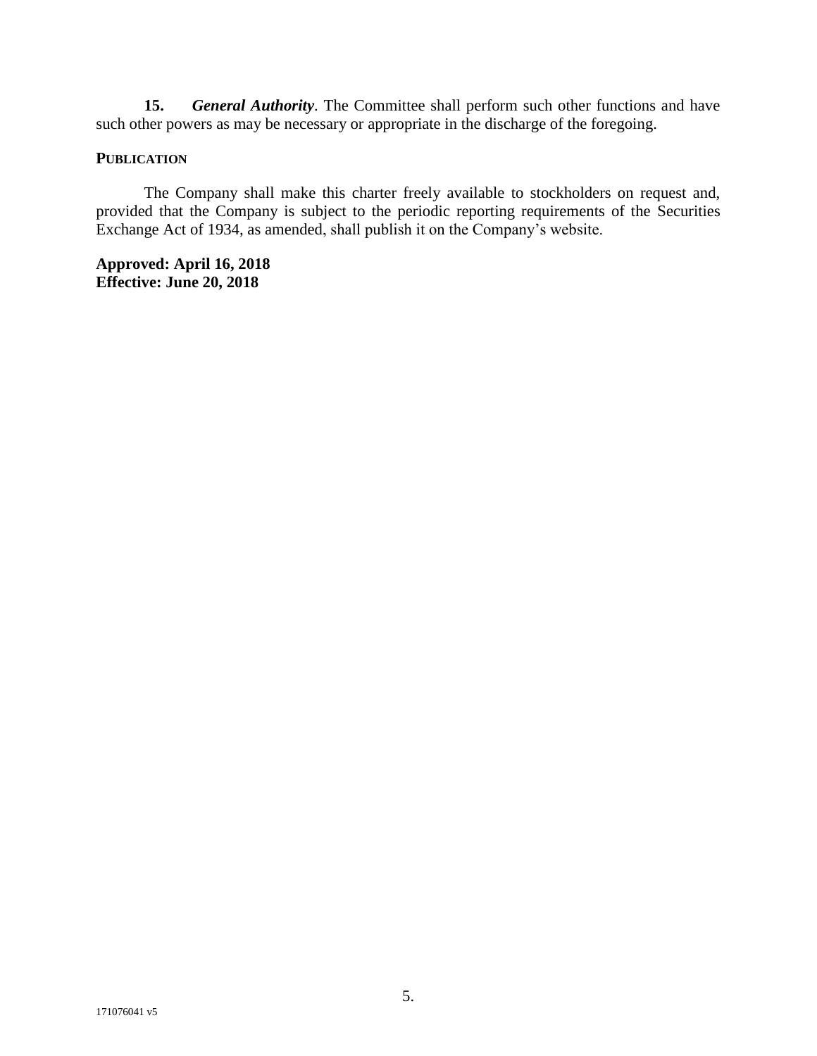**15.** ***General Authority***. The Committee shall perform such other functions and have such other powers as may be necessary or appropriate in the discharge of the foregoing.

**PUBLICATION**

The Company shall make this charter freely available to stockholders on request and, provided that the Company is subject to the periodic reporting requirements of the Securities Exchange Act of 1934, as amended, shall publish it on the Company's website.

**Approved: April 16, 2018**
**Effective: June 20, 2018**

171076041 v5